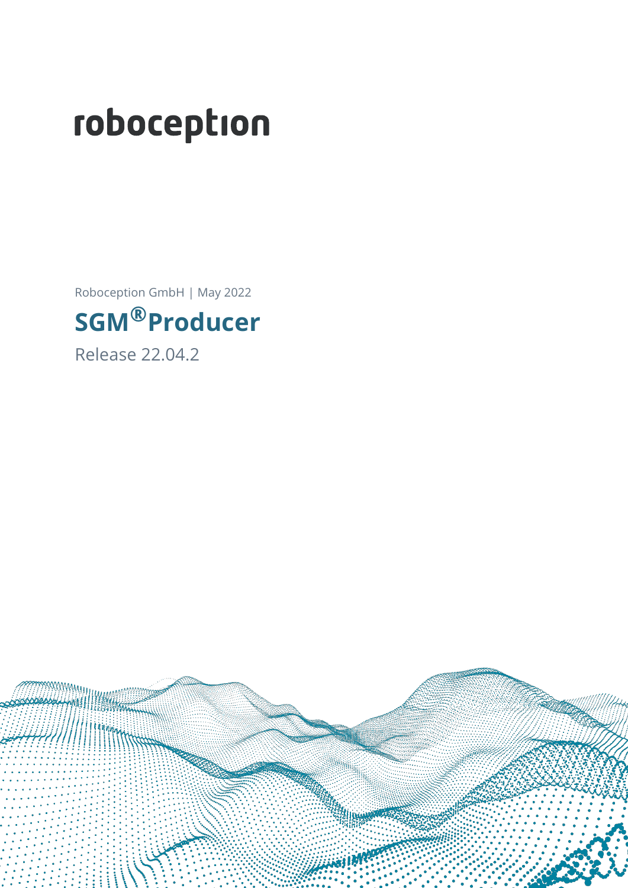roboception

Roboception GmbH | May 2022

# SGM®Producer

Release 22.04.2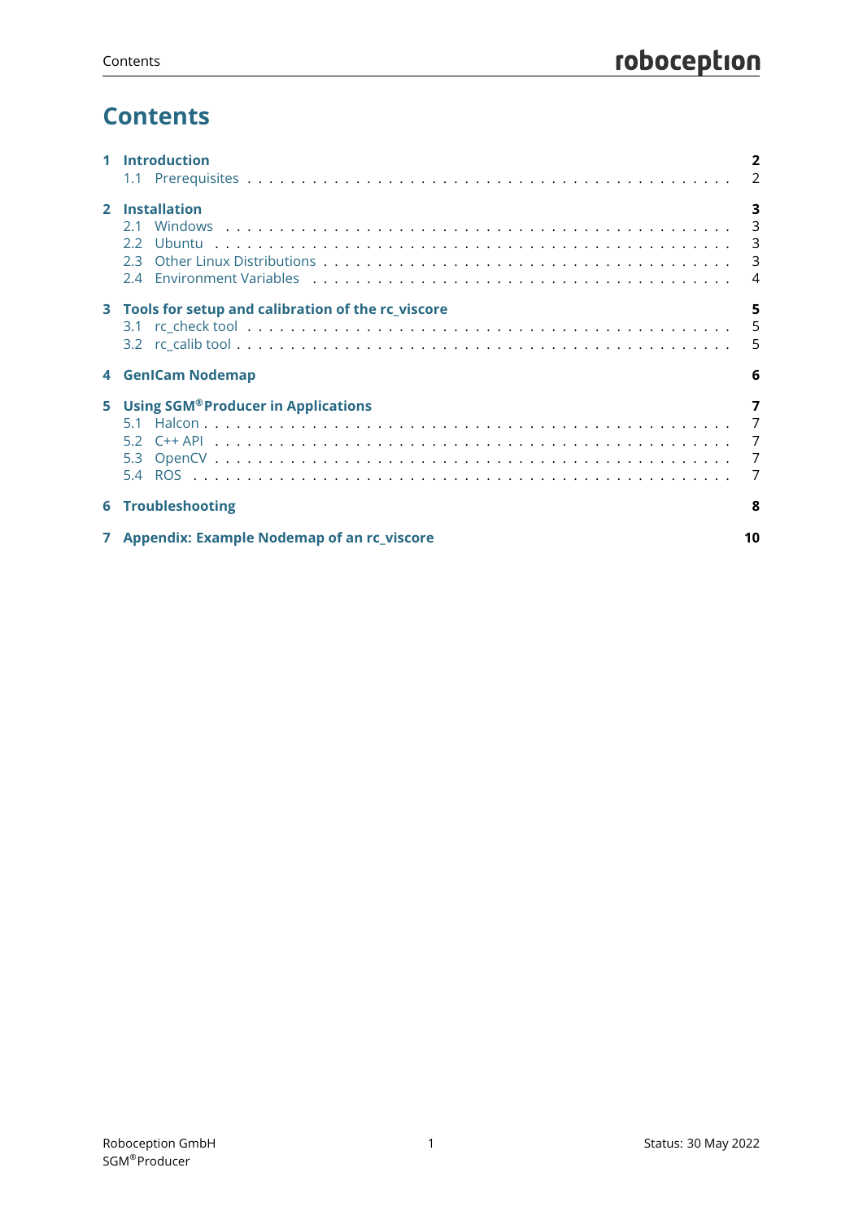# Contents

- **1 Introduction** — **2**
  - 1.1 Prerequisites — 2
- **2 Installation** — **3**
  - 2.1 Windows — 3
  - 2.2 Ubuntu — 3
  - 2.3 Other Linux Distributions — 3
  - 2.4 Environment Variables — 4
- **3 Tools for setup and calibration of the rc_viscore** — **5**
  - 3.1 rc_check tool — 5
  - 3.2 rc_calib tool — 5
- **4 GenICam Nodemap** — **6**
- **5 Using SGM®Producer in Applications** — **7**
  - 5.1 Halcon — 7
  - 5.2 C++ API — 7
  - 5.3 OpenCV — 7
  - 5.4 ROS — 7
- **6 Troubleshooting** — **8**
- **7 Appendix: Example Nodemap of an rc_viscore** — **10**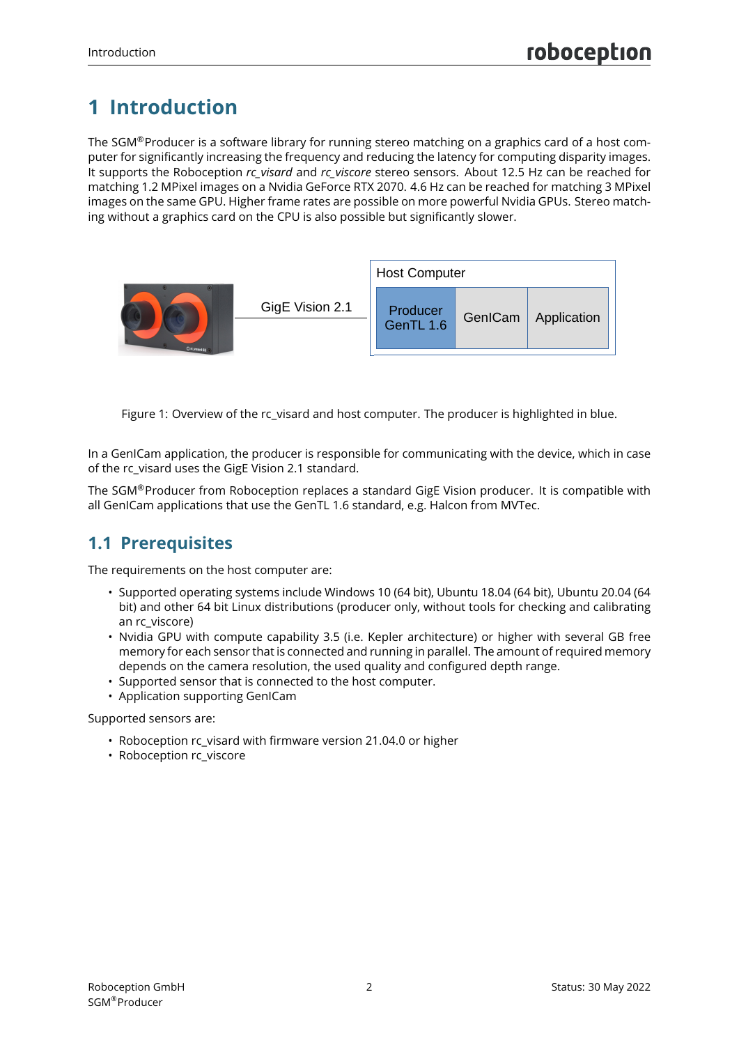# 1 Introduction

The SGM®Producer is a software library for running stereo matching on a graphics card of a host computer for significantly increasing the frequency and reducing the latency for computing disparity images. It supports the Roboception *rc_visard* and *rc_viscore* stereo sensors. About 12.5 Hz can be reached for matching 1.2 MPixel images on a Nvidia GeForce RTX 2070. 4.6 Hz can be reached for matching 3 MPixel images on the same GPU. Higher frame rates are possible on more powerful Nvidia GPUs. Stereo matching without a graphics card on the CPU is also possible but significantly slower.

Figure 1: Overview of the rc_visard and host computer. The producer is highlighted in blue.

In a GenICam application, the producer is responsible for communicating with the device, which in case of the rc_visard uses the GigE Vision 2.1 standard.

The SGM®Producer from Roboception replaces a standard GigE Vision producer. It is compatible with all GenICam applications that use the GenTL 1.6 standard, e.g. Halcon from MVTec.

## 1.1 Prerequisites

The requirements on the host computer are:

- Supported operating systems include Windows 10 (64 bit), Ubuntu 18.04 (64 bit), Ubuntu 20.04 (64 bit) and other 64 bit Linux distributions (producer only, without tools for checking and calibrating an rc_viscore)
- Nvidia GPU with compute capability 3.5 (i.e. Kepler architecture) or higher with several GB free memory for each sensor that is connected and running in parallel. The amount of required memory depends on the camera resolution, the used quality and configured depth range.
- Supported sensor that is connected to the host computer.
- Application supporting GenICam

Supported sensors are:

- Roboception rc_visard with firmware version 21.04.0 or higher
- Roboception rc_viscore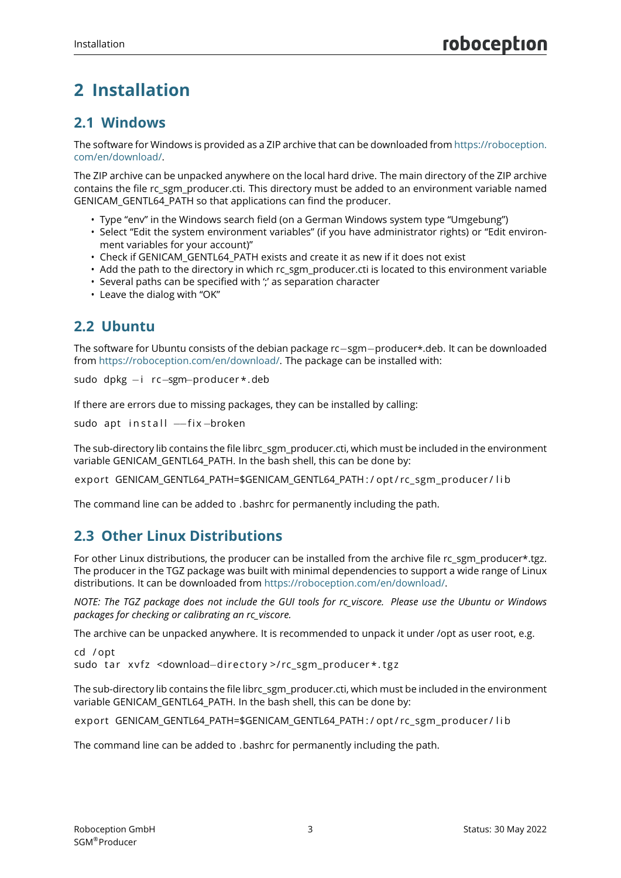# 2 Installation

## 2.1 Windows

The software for Windows is provided as a ZIP archive that can be downloaded from https://roboception.com/en/download/.

The ZIP archive can be unpacked anywhere on the local hard drive. The main directory of the ZIP archive contains the file rc_sgm_producer.cti. This directory must be added to an environment variable named GENICAM_GENTL64_PATH so that applications can find the producer.

- Type "env" in the Windows search field (on a German Windows system type "Umgebung")
- Select "Edit the system environment variables" (if you have administrator rights) or "Edit environment variables for your account)"
- Check if GENICAM_GENTL64_PATH exists and create it as new if it does not exist
- Add the path to the directory in which rc_sgm_producer.cti is located to this environment variable
- Several paths can be specified with ';' as separation character
- Leave the dialog with "OK"

## 2.2 Ubuntu

The software for Ubuntu consists of the debian package rc-sgm-producer*.deb. It can be downloaded from https://roboception.com/en/download/. The package can be installed with:

```
sudo dpkg -i rc-sgm-producer*.deb
```

If there are errors due to missing packages, they can be installed by calling:

```
sudo apt install --fix-broken
```

The sub-directory lib contains the file librc_sgm_producer.cti, which must be included in the environment variable GENICAM_GENTL64_PATH. In the bash shell, this can be done by:

```
export GENICAM_GENTL64_PATH=$GENICAM_GENTL64_PATH:/opt/rc_sgm_producer/lib
```

The command line can be added to .bashrc for permanently including the path.

## 2.3 Other Linux Distributions

For other Linux distributions, the producer can be installed from the archive file rc_sgm_producer*.tgz. The producer in the TGZ package was built with minimal dependencies to support a wide range of Linux distributions. It can be downloaded from https://roboception.com/en/download/.

*NOTE: The TGZ package does not include the GUI tools for rc_viscore. Please use the Ubuntu or Windows packages for checking or calibrating an rc_viscore.*

The archive can be unpacked anywhere. It is recommended to unpack it under /opt as user root, e.g.

```
cd /opt
sudo tar xvfz <download-directory>/rc_sgm_producer*.tgz
```

The sub-directory lib contains the file librc_sgm_producer.cti, which must be included in the environment variable GENICAM_GENTL64_PATH. In the bash shell, this can be done by:

```
export GENICAM_GENTL64_PATH=$GENICAM_GENTL64_PATH:/opt/rc_sgm_producer/lib
```

The command line can be added to .bashrc for permanently including the path.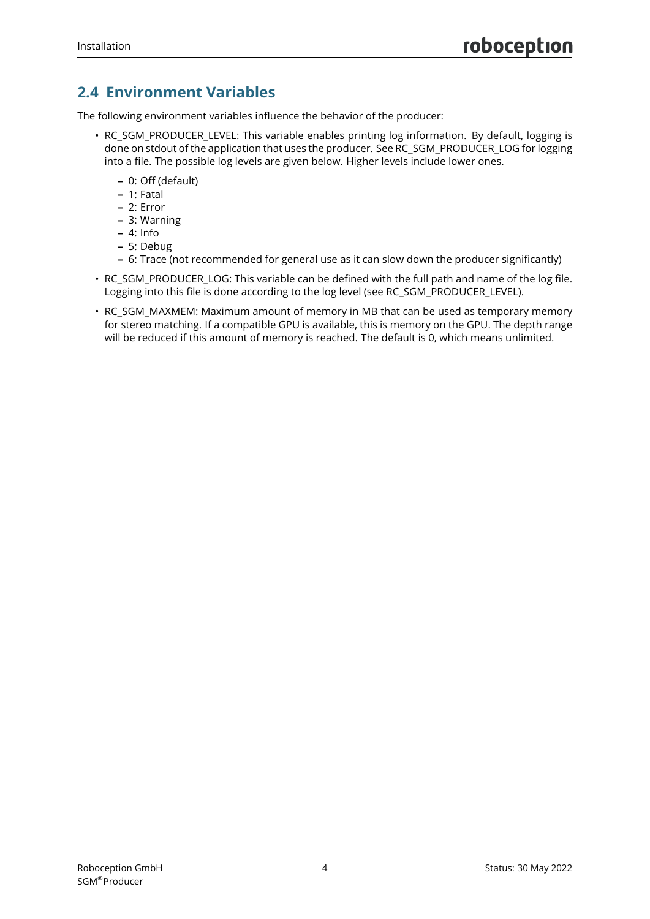## 2.4 Environment Variables

The following environment variables influence the behavior of the producer:

- RC_SGM_PRODUCER_LEVEL: This variable enables printing log information. By default, logging is done on stdout of the application that uses the producer. See RC_SGM_PRODUCER_LOG for logging into a file. The possible log levels are given below. Higher levels include lower ones.
  - 0: Off (default)
  - 1: Fatal
  - 2: Error
  - 3: Warning
  - 4: Info
  - 5: Debug
  - 6: Trace (not recommended for general use as it can slow down the producer significantly)
- RC_SGM_PRODUCER_LOG: This variable can be defined with the full path and name of the log file. Logging into this file is done according to the log level (see RC_SGM_PRODUCER_LEVEL).
- RC_SGM_MAXMEM: Maximum amount of memory in MB that can be used as temporary memory for stereo matching. If a compatible GPU is available, this is memory on the GPU. The depth range will be reduced if this amount of memory is reached. The default is 0, which means unlimited.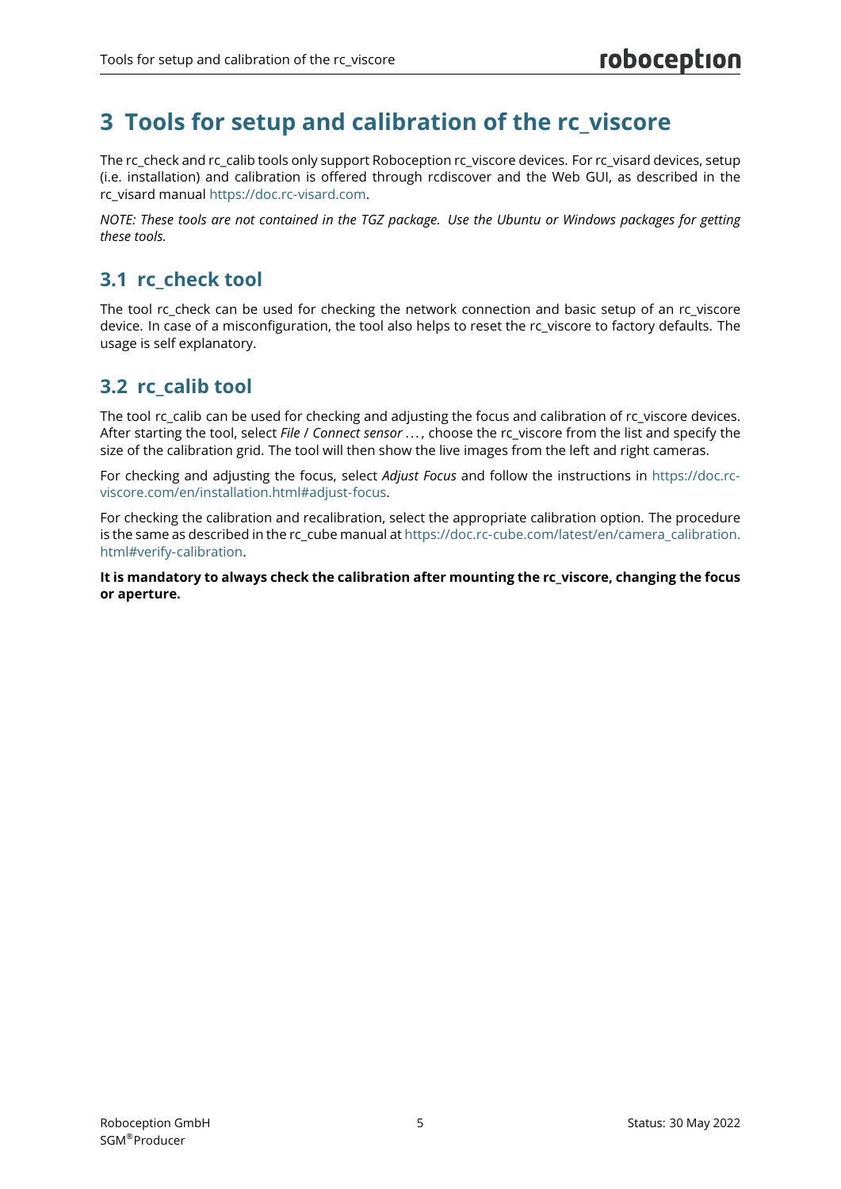# 3 Tools for setup and calibration of the rc_viscore

The rc_check and rc_calib tools only support Roboception rc_viscore devices. For rc_visard devices, setup (i.e. installation) and calibration is offered through rcdiscover and the Web GUI, as described in the rc_visard manual https://doc.rc-visard.com.

*NOTE: These tools are not contained in the TGZ package. Use the Ubuntu or Windows packages for getting these tools.*

## 3.1 rc_check tool

The tool rc_check can be used for checking the network connection and basic setup of an rc_viscore device. In case of a misconfiguration, the tool also helps to reset the rc_viscore to factory defaults. The usage is self explanatory.

## 3.2 rc_calib tool

The tool rc_calib can be used for checking and adjusting the focus and calibration of rc_viscore devices. After starting the tool, select *File / Connect sensor . . .*, choose the rc_viscore from the list and specify the size of the calibration grid. The tool will then show the live images from the left and right cameras.

For checking and adjusting the focus, select *Adjust Focus* and follow the instructions in https://doc.rc-viscore.com/en/installation.html#adjust-focus.

For checking the calibration and recalibration, select the appropriate calibration option. The procedure is the same as described in the rc_cube manual at https://doc.rc-cube.com/latest/en/camera_calibration.html#verify-calibration.

**It is mandatory to always check the calibration after mounting the rc_viscore, changing the focus or aperture.**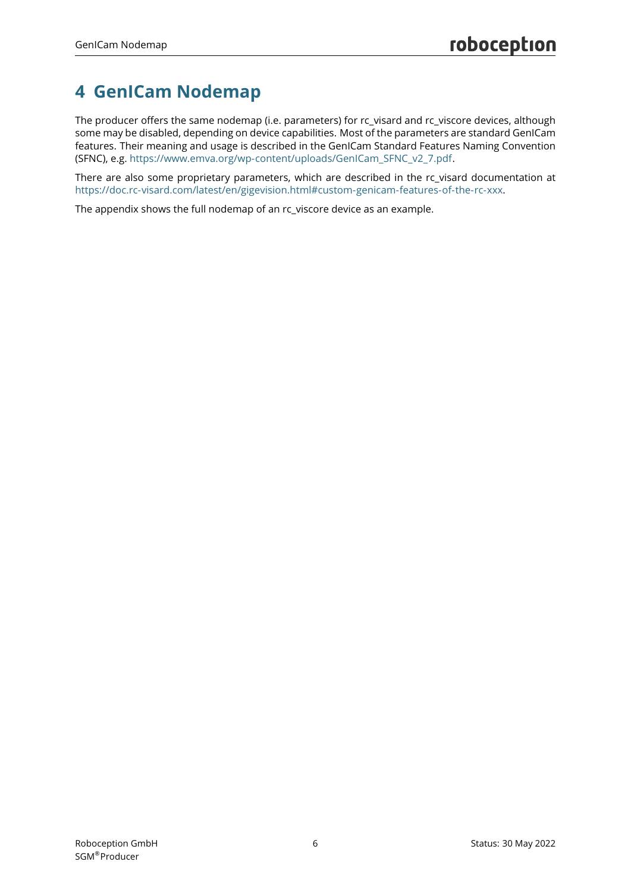# 4 GenICam Nodemap

The producer offers the same nodemap (i.e. parameters) for rc_visard and rc_viscore devices, although some may be disabled, depending on device capabilities. Most of the parameters are standard GenICam features. Their meaning and usage is described in the GenICam Standard Features Naming Convention (SFNC), e.g. https://www.emva.org/wp-content/uploads/GenICam_SFNC_v2_7.pdf.

There are also some proprietary parameters, which are described in the rc_visard documentation at https://doc.rc-visard.com/latest/en/gigevision.html#custom-genicam-features-of-the-rc-xxx.

The appendix shows the full nodemap of an rc_viscore device as an example.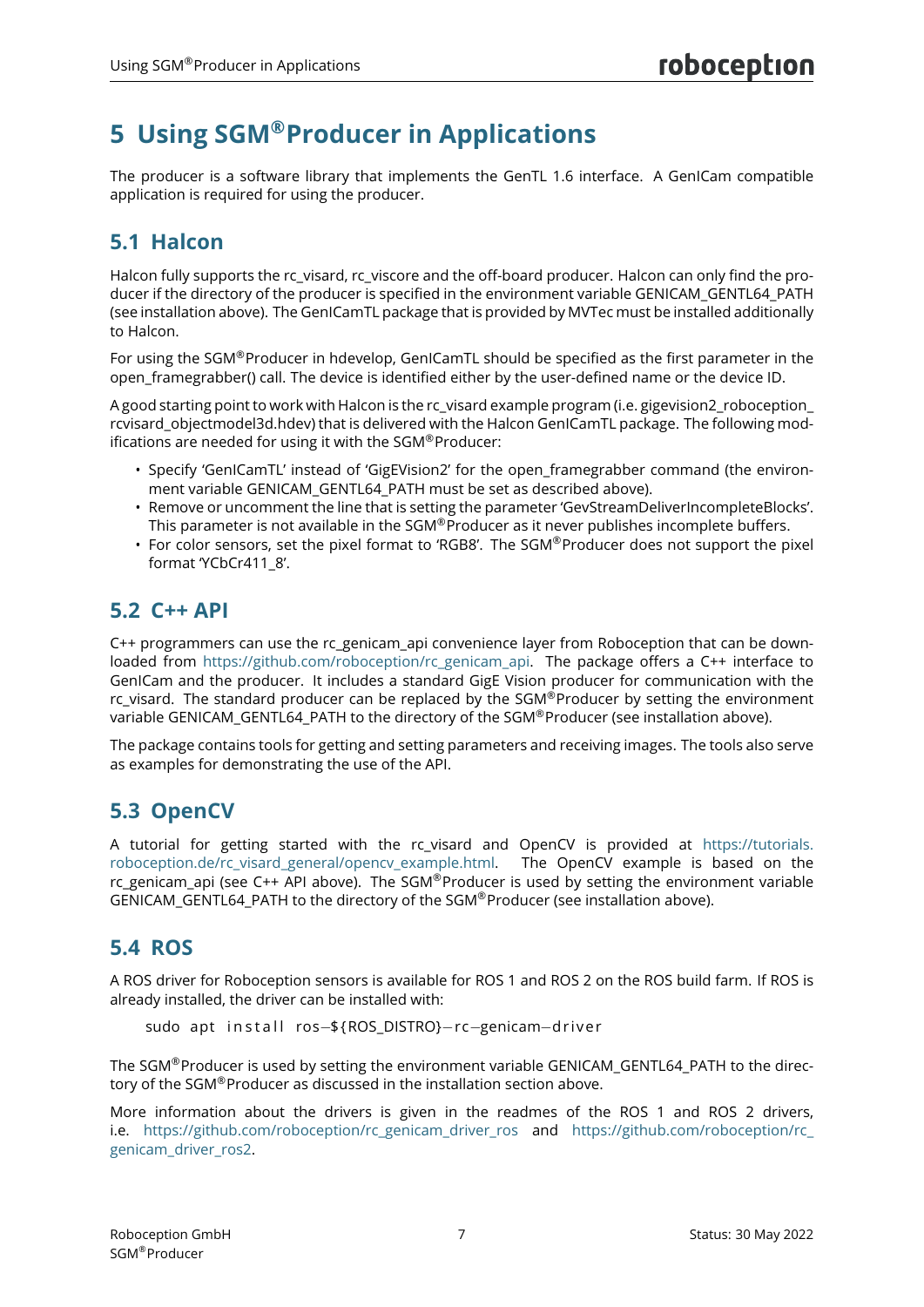# 5 Using SGM®Producer in Applications

The producer is a software library that implements the GenTL 1.6 interface. A GenICam compatible application is required for using the producer.

## 5.1 Halcon

Halcon fully supports the rc_visard, rc_viscore and the off-board producer. Halcon can only find the producer if the directory of the producer is specified in the environment variable GENICAM_GENTL64_PATH (see installation above). The GenICamTL package that is provided by MVTec must be installed additionally to Halcon.

For using the SGM®Producer in hdevelop, GenICamTL should be specified as the first parameter in the open_framegrabber() call. The device is identified either by the user-defined name or the device ID.

A good starting point to work with Halcon is the rc_visard example program (i.e. gigevision2_roboception_rcvisard_objectmodel3d.hdev) that is delivered with the Halcon GenICamTL package. The following modifications are needed for using it with the SGM®Producer:

- Specify 'GenICamTL' instead of 'GigEVision2' for the open_framegrabber command (the environment variable GENICAM_GENTL64_PATH must be set as described above).
- Remove or uncomment the line that is setting the parameter 'GevStreamDeliverIncompleteBlocks'. This parameter is not available in the SGM®Producer as it never publishes incomplete buffers.
- For color sensors, set the pixel format to 'RGB8'. The SGM®Producer does not support the pixel format 'YCbCr411_8'.

## 5.2 C++ API

C++ programmers can use the rc_genicam_api convenience layer from Roboception that can be downloaded from https://github.com/roboception/rc_genicam_api. The package offers a C++ interface to GenICam and the producer. It includes a standard GigE Vision producer for communication with the rc_visard. The standard producer can be replaced by the SGM®Producer by setting the environment variable GENICAM_GENTL64_PATH to the directory of the SGM®Producer (see installation above).

The package contains tools for getting and setting parameters and receiving images. The tools also serve as examples for demonstrating the use of the API.

## 5.3 OpenCV

A tutorial for getting started with the rc_visard and OpenCV is provided at https://tutorials.roboception.de/rc_visard_general/opencv_example.html. The OpenCV example is based on the rc_genicam_api (see C++ API above). The SGM®Producer is used by setting the environment variable GENICAM_GENTL64_PATH to the directory of the SGM®Producer (see installation above).

## 5.4 ROS

A ROS driver for Roboception sensors is available for ROS 1 and ROS 2 on the ROS build farm. If ROS is already installed, the driver can be installed with:

```
sudo apt install ros-${ROS_DISTRO}-rc-genicam-driver
```

The SGM®Producer is used by setting the environment variable GENICAM_GENTL64_PATH to the directory of the SGM®Producer as discussed in the installation section above.

More information about the drivers is given in the readmes of the ROS 1 and ROS 2 drivers, i.e. https://github.com/roboception/rc_genicam_driver_ros and https://github.com/roboception/rc_genicam_driver_ros2.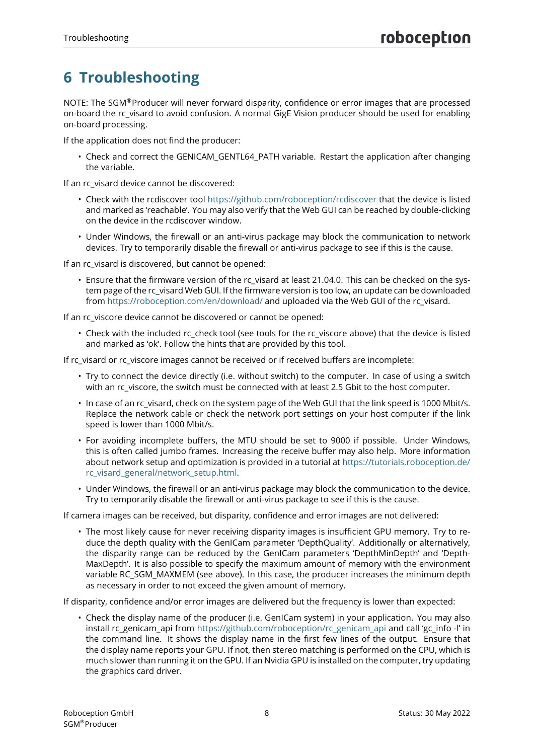# 6 Troubleshooting

NOTE: The SGM®Producer will never forward disparity, confidence or error images that are processed on-board the rc_visard to avoid confusion. A normal GigE Vision producer should be used for enabling on-board processing.

If the application does not find the producer:

- Check and correct the GENICAM_GENTL64_PATH variable. Restart the application after changing the variable.

If an rc_visard device cannot be discovered:

- Check with the rcdiscover tool https://github.com/roboception/rcdiscover that the device is listed and marked as 'reachable'. You may also verify that the Web GUI can be reached by double-clicking on the device in the rcdiscover window.
- Under Windows, the firewall or an anti-virus package may block the communication to network devices. Try to temporarily disable the firewall or anti-virus package to see if this is the cause.

If an rc_visard is discovered, but cannot be opened:

- Ensure that the firmware version of the rc_visard at least 21.04.0. This can be checked on the system page of the rc_visard Web GUI. If the firmware version is too low, an update can be downloaded from https://roboception.com/en/download/ and uploaded via the Web GUI of the rc_visard.

If an rc_viscore device cannot be discovered or cannot be opened:

- Check with the included rc_check tool (see tools for the rc_viscore above) that the device is listed and marked as 'ok'. Follow the hints that are provided by this tool.

If rc_visard or rc_viscore images cannot be received or if received buffers are incomplete:

- Try to connect the device directly (i.e. without switch) to the computer. In case of using a switch with an rc_viscore, the switch must be connected with at least 2.5 Gbit to the host computer.
- In case of an rc_visard, check on the system page of the Web GUI that the link speed is 1000 Mbit/s. Replace the network cable or check the network port settings on your host computer if the link speed is lower than 1000 Mbit/s.
- For avoiding incomplete buffers, the MTU should be set to 9000 if possible. Under Windows, this is often called jumbo frames. Increasing the receive buffer may also help. More information about network setup and optimization is provided in a tutorial at https://tutorials.roboception.de/rc_visard_general/network_setup.html.
- Under Windows, the firewall or an anti-virus package may block the communication to the device. Try to temporarily disable the firewall or anti-virus package to see if this is the cause.

If camera images can be received, but disparity, confidence and error images are not delivered:

- The most likely cause for never receiving disparity images is insufficient GPU memory. Try to reduce the depth quality with the GenICam parameter 'DepthQuality'. Additionally or alternatively, the disparity range can be reduced by the GenICam parameters 'DepthMinDepth' and 'DepthMaxDepth'. It is also possible to specify the maximum amount of memory with the environment variable RC_SGM_MAXMEM (see above). In this case, the producer increases the minimum depth as necessary in order to not exceed the given amount of memory.

If disparity, confidence and/or error images are delivered but the frequency is lower than expected:

- Check the display name of the producer (i.e. GenICam system) in your application. You may also install rc_genicam_api from https://github.com/roboception/rc_genicam_api and call 'gc_info -l' in the command line. It shows the display name in the first few lines of the output. Ensure that the display name reports your GPU. If not, then stereo matching is performed on the CPU, which is much slower than running it on the GPU. If an Nvidia GPU is installed on the computer, try updating the graphics card driver.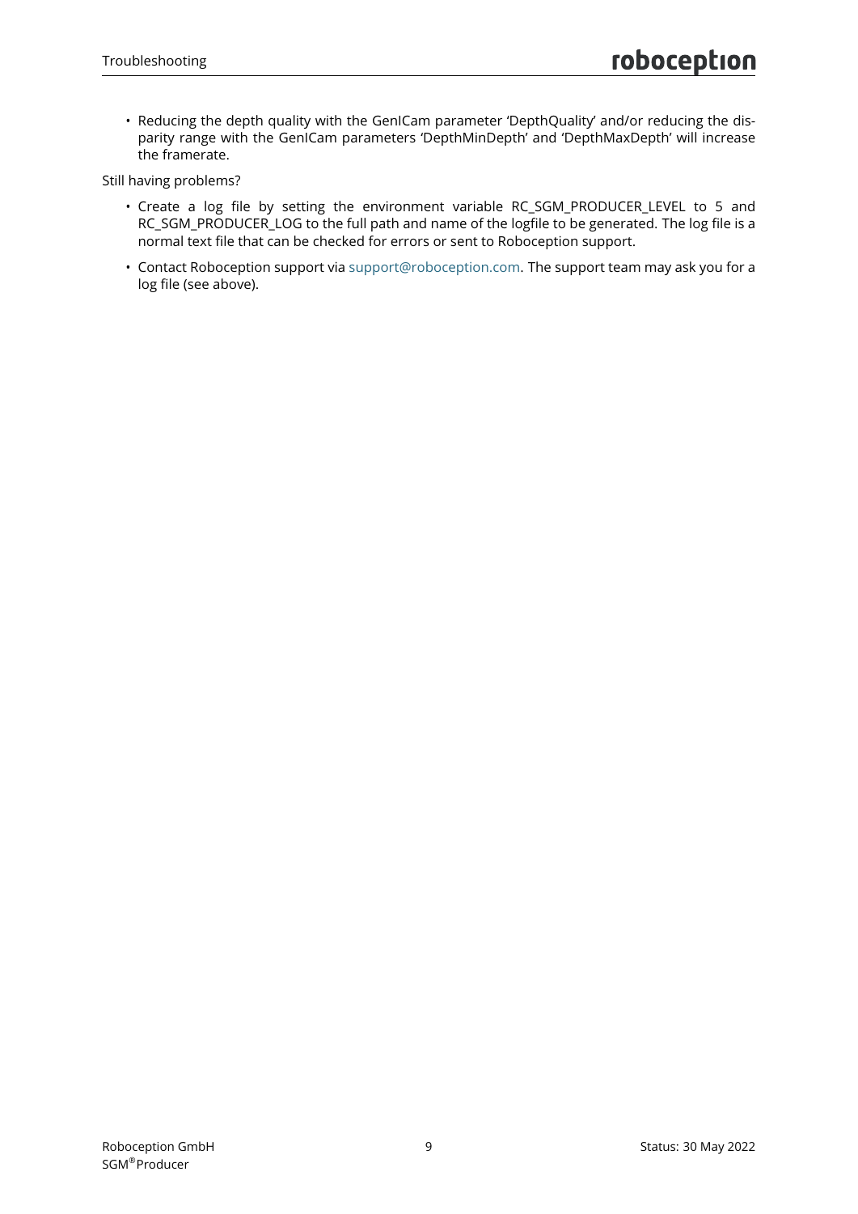- Reducing the depth quality with the GenICam parameter 'DepthQuality' and/or reducing the disparity range with the GenICam parameters 'DepthMinDepth' and 'DepthMaxDepth' will increase the framerate.

Still having problems?

- Create a log file by setting the environment variable RC_SGM_PRODUCER_LEVEL to 5 and RC_SGM_PRODUCER_LOG to the full path and name of the logfile to be generated. The log file is a normal text file that can be checked for errors or sent to Roboception support.
- Contact Roboception support via support@roboception.com. The support team may ask you for a log file (see above).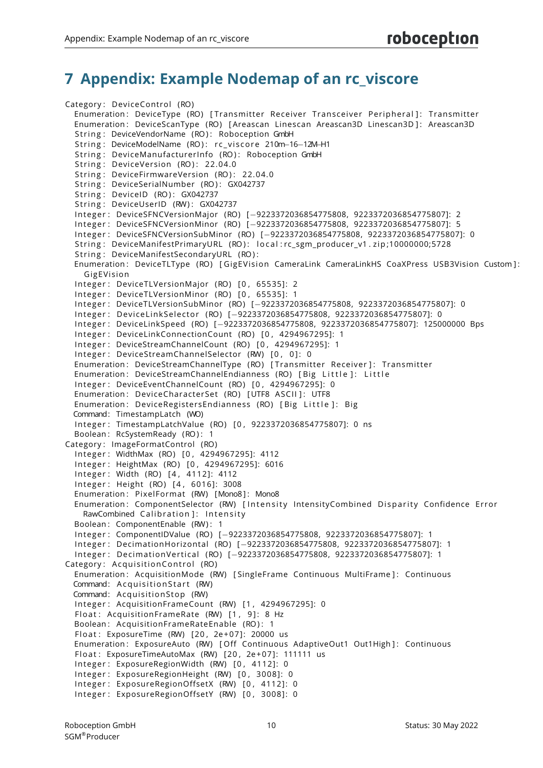# 7 Appendix: Example Nodemap of an rc_viscore

```
Category: DeviceControl (RO)
  Enumeration: DeviceType (RO) [Transmitter Receiver Transceiver Peripheral]: Transmitter
  Enumeration: DeviceScanType (RO) [Areascan Linescan Areascan3D Linescan3D]: Areascan3D
  String: DeviceVendorName (RO): Roboception GmbH
  String: DeviceModelName (RO): rc_viscore 210m-16-12M-H1
  String: DeviceManufacturerInfo (RO): Roboception GmbH
  String: DeviceVersion (RO): 22.04.0
  String: DeviceFirmwareVersion (RO): 22.04.0
  String: DeviceSerialNumber (RO): GX042737
  String: DeviceID (RO): GX042737
  String: DeviceUserID (RW): GX042737
  Integer: DeviceSFNCVersionMajor (RO) [-9223372036854775808, 9223372036854775807]: 2
  Integer: DeviceSFNCVersionMinor (RO) [-9223372036854775808, 9223372036854775807]: 5
  Integer: DeviceSFNCVersionSubMinor (RO) [-9223372036854775808, 9223372036854775807]: 0
  String: DeviceManifestPrimaryURL (RO): local:rc_sgm_producer_v1.zip;10000000;5728
  String: DeviceManifestSecondaryURL (RO):
  Enumeration: DeviceTLType (RO) [GigEVision CameraLink CameraLinkHS CoaXPress USB3Vision Custom]:
    GigEVision
  Integer: DeviceTLVersionMajor (RO) [0, 65535]: 2
  Integer: DeviceTLVersionMinor (RO) [0, 65535]: 1
  Integer: DeviceTLVersionSubMinor (RO) [-9223372036854775808, 9223372036854775807]: 0
  Integer: DeviceLinkSelector (RO) [-9223372036854775808, 9223372036854775807]: 0
  Integer: DeviceLinkSpeed (RO) [-9223372036854775808, 9223372036854775807]: 125000000 Bps
  Integer: DeviceLinkConnectionCount (RO) [0, 4294967295]: 1
  Integer: DeviceStreamChannelCount (RO) [0, 4294967295]: 1
  Integer: DeviceStreamChannelSelector (RW) [0, 0]: 0
  Enumeration: DeviceStreamChannelType (RO) [Transmitter Receiver]: Transmitter
  Enumeration: DeviceStreamChannelEndianness (RO) [Big Little]: Little
  Integer: DeviceEventChannelCount (RO) [0, 4294967295]: 0
  Enumeration: DeviceCharacterSet (RO) [UTF8 ASCII]: UTF8
  Enumeration: DeviceRegistersEndianness (RO) [Big Little]: Big
  Command: TimestampLatch (WO)
  Integer: TimestampLatchValue (RO) [0, 9223372036854775807]: 0 ns
  Boolean: RcSystemReady (RO): 1
Category: ImageFormatControl (RO)
  Integer: WidthMax (RO) [0, 4294967295]: 4112
  Integer: HeightMax (RO) [0, 4294967295]: 6016
  Integer: Width (RO) [4, 4112]: 4112
  Integer: Height (RO) [4, 6016]: 3008
  Enumeration: PixelFormat (RW) [Mono8]: Mono8
  Enumeration: ComponentSelector (RW) [Intensity IntensityCombined Disparity Confidence Error
    RawCombined Calibration]: Intensity
  Boolean: ComponentEnable (RW): 1
  Integer: ComponentIDValue (RO) [-9223372036854775808, 9223372036854775807]: 1
  Integer: DecimationHorizontal (RO) [-9223372036854775808, 9223372036854775807]: 1
  Integer: DecimationVertical (RO) [-9223372036854775808, 9223372036854775807]: 1
Category: AcquisitionControl (RO)
  Enumeration: AcquisitionMode (RW) [SingleFrame Continuous MultiFrame]: Continuous
  Command: AcquisitionStart (RW)
  Command: AcquisitionStop (RW)
  Integer: AcquisitionFrameCount (RW) [1, 4294967295]: 0
  Float: AcquisitionFrameRate (RW) [1, 9]: 8 Hz
  Boolean: AcquisitionFrameRateEnable (RO): 1
  Float: ExposureTime (RW) [20, 2e+07]: 20000 us
  Enumeration: ExposureAuto (RW) [Off Continuous AdaptiveOut1 Out1High]: Continuous
  Float: ExposureTimeAutoMax (RW) [20, 2e+07]: 111111 us
  Integer: ExposureRegionWidth (RW) [0, 4112]: 0
  Integer: ExposureRegionHeight (RW) [0, 3008]: 0
  Integer: ExposureRegionOffsetX (RW) [0, 4112]: 0
  Integer: ExposureRegionOffsetY (RW) [0, 3008]: 0
```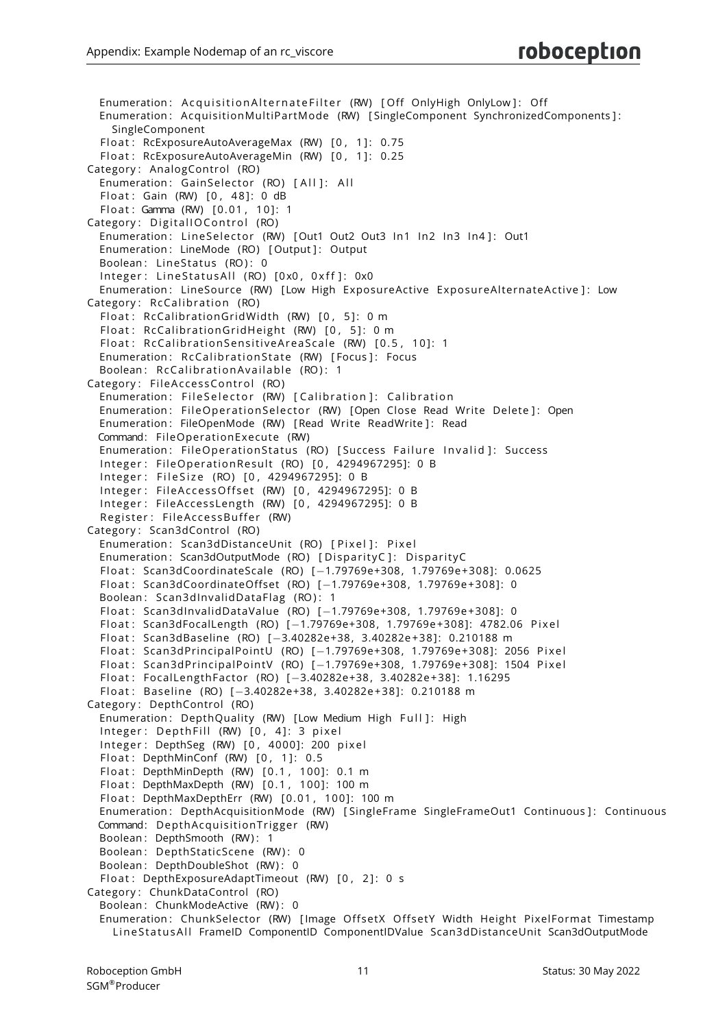```
  Enumeration: AcquisitionAlternateFilter (RW) [Off OnlyHigh OnlyLow]: Off
  Enumeration: AcquisitionMultiPartMode (RW) [SingleComponent SynchronizedComponents]:
    SingleComponent
  Float: RcExposureAutoAverageMax (RW) [0, 1]: 0.75
  Float: RcExposureAutoAverageMin (RW) [0, 1]: 0.25
Category: AnalogControl (RO)
  Enumeration: GainSelector (RO) [All]: All
  Float: Gain (RW) [0, 48]: 0 dB
  Float: Gamma (RW) [0.01, 10]: 1
Category: DigitalIOControl (RO)
  Enumeration: LineSelector (RW) [Out1 Out2 Out3 In1 In2 In3 In4]: Out1
  Enumeration: LineMode (RO) [Output]: Output
  Boolean: LineStatus (RO): 0
  Integer: LineStatusAll (RO) [0x0, 0xff]: 0x0
  Enumeration: LineSource (RW) [Low High ExposureActive ExposureAlternateActive]: Low
Category: RcCalibration (RO)
  Float: RcCalibrationGridWidth (RW) [0, 5]: 0 m
  Float: RcCalibrationGridHeight (RW) [0, 5]: 0 m
  Float: RcCalibrationSensitiveAreaScale (RW) [0.5, 10]: 1
  Enumeration: RcCalibrationState (RW) [Focus]: Focus
  Boolean: RcCalibrationAvailable (RO): 1
Category: FileAccessControl (RO)
  Enumeration: FileSelector (RW) [Calibration]: Calibration
  Enumeration: FileOperationSelector (RW) [Open Close Read Write Delete]: Open
  Enumeration: FileOpenMode (RW) [Read Write ReadWrite]: Read
  Command: FileOperationExecute (RW)
  Enumeration: FileOperationStatus (RO) [Success Failure Invalid]: Success
  Integer: FileOperationResult (RO) [0, 4294967295]: 0 B
  Integer: FileSize (RO) [0, 4294967295]: 0 B
  Integer: FileAccessOffset (RW) [0, 4294967295]: 0 B
  Integer: FileAccessLength (RW) [0, 4294967295]: 0 B
  Register: FileAccessBuffer (RW)
Category: Scan3dControl (RO)
  Enumeration: Scan3dDistanceUnit (RO) [Pixel]: Pixel
  Enumeration: Scan3dOutputMode (RO) [DisparityC]: DisparityC
  Float: Scan3dCoordinateScale (RO) [−1.79769e+308, 1.79769e+308]: 0.0625
  Float: Scan3dCoordinateOffset (RO) [−1.79769e+308, 1.79769e+308]: 0
  Boolean: Scan3dInvalidDataFlag (RO): 1
  Float: Scan3dInvalidDataValue (RO) [−1.79769e+308, 1.79769e+308]: 0
  Float: Scan3dFocalLength (RO) [−1.79769e+308, 1.79769e+308]: 4782.06 Pixel
  Float: Scan3dBaseline (RO) [−3.40282e+38, 3.40282e+38]: 0.210188 m
  Float: Scan3dPrincipalPointU (RO) [−1.79769e+308, 1.79769e+308]: 2056 Pixel
  Float: Scan3dPrincipalPointV (RO) [−1.79769e+308, 1.79769e+308]: 1504 Pixel
  Float: FocalLengthFactor (RO) [−3.40282e+38, 3.40282e+38]: 1.16295
  Float: Baseline (RO) [−3.40282e+38, 3.40282e+38]: 0.210188 m
Category: DepthControl (RO)
  Enumeration: DepthQuality (RW) [Low Medium High Full]: High
  Integer: DepthFill (RW) [0, 4]: 3 pixel
  Integer: DepthSeg (RW) [0, 4000]: 200 pixel
  Float: DepthMinConf (RW) [0, 1]: 0.5
  Float: DepthMinDepth (RW) [0.1, 100]: 0.1 m
  Float: DepthMaxDepth (RW) [0.1, 100]: 100 m
  Float: DepthMaxDepthErr (RW) [0.01, 100]: 100 m
  Enumeration: DepthAcquisitionMode (RW) [SingleFrame SingleFrameOut1 Continuous]: Continuous
  Command: DepthAcquisitionTrigger (RW)
  Boolean: DepthSmooth (RW): 1
  Boolean: DepthStaticScene (RW): 0
  Boolean: DepthDoubleShot (RW): 0
  Float: DepthExposureAdaptTimeout (RW) [0, 2]: 0 s
Category: ChunkDataControl (RO)
  Boolean: ChunkModeActive (RW): 0
  Enumeration: ChunkSelector (RW) [Image OffsetX OffsetY Width Height PixelFormat Timestamp
    LineStatusAll FrameID ComponentID ComponentIDValue Scan3dDistanceUnit Scan3dOutputMode
```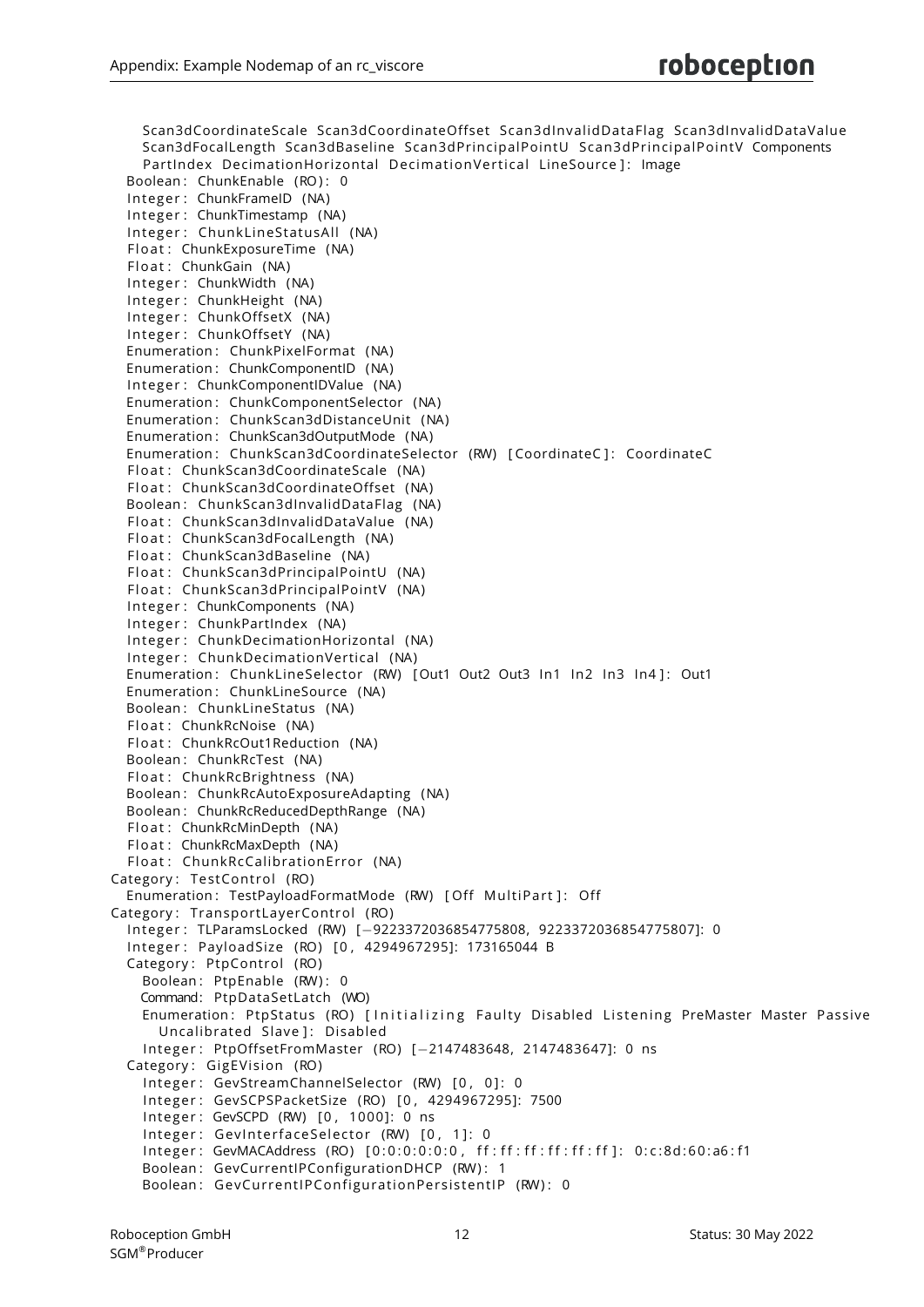```
      Scan3dCoordinateScale Scan3dCoordinateOffset Scan3dInvalidDataFlag Scan3dInvalidDataValue
      Scan3dFocalLength Scan3dBaseline Scan3dPrincipalPointU Scan3dPrincipalPointV Components
      PartIndex DecimationHorizontal DecimationVertical LineSource]: Image
    Boolean: ChunkEnable (RO): 0
    Integer: ChunkFrameID (NA)
    Integer: ChunkTimestamp (NA)
    Integer: ChunkLineStatusAll (NA)
    Float: ChunkExposureTime (NA)
    Float: ChunkGain (NA)
    Integer: ChunkWidth (NA)
    Integer: ChunkHeight (NA)
    Integer: ChunkOffsetX (NA)
    Integer: ChunkOffsetY (NA)
    Enumeration: ChunkPixelFormat (NA)
    Enumeration: ChunkComponentID (NA)
    Integer: ChunkComponentIDValue (NA)
    Enumeration: ChunkComponentSelector (NA)
    Enumeration: ChunkScan3dDistanceUnit (NA)
    Enumeration: ChunkScan3dOutputMode (NA)
    Enumeration: ChunkScan3dCoordinateSelector (RW) [CoordinateC]: CoordinateC
    Float: ChunkScan3dCoordinateScale (NA)
    Float: ChunkScan3dCoordinateOffset (NA)
    Boolean: ChunkScan3dInvalidDataFlag (NA)
    Float: ChunkScan3dInvalidDataValue (NA)
    Float: ChunkScan3dFocalLength (NA)
    Float: ChunkScan3dBaseline (NA)
    Float: ChunkScan3dPrincipalPointU (NA)
    Float: ChunkScan3dPrincipalPointV (NA)
    Integer: ChunkComponents (NA)
    Integer: ChunkPartIndex (NA)
    Integer: ChunkDecimationHorizontal (NA)
    Integer: ChunkDecimationVertical (NA)
    Enumeration: ChunkLineSelector (RW) [Out1 Out2 Out3 In1 In2 In3 In4]: Out1
    Enumeration: ChunkLineSource (NA)
    Boolean: ChunkLineStatus (NA)
    Float: ChunkRcNoise (NA)
    Float: ChunkRcOut1Reduction (NA)
    Boolean: ChunkRcTest (NA)
    Float: ChunkRcBrightness (NA)
    Boolean: ChunkRcAutoExposureAdapting (NA)
    Boolean: ChunkRcReducedDepthRange (NA)
    Float: ChunkRcMinDepth (NA)
    Float: ChunkRcMaxDepth (NA)
    Float: ChunkRcCalibrationError (NA)
  Category: TestControl (RO)
    Enumeration: TestPayloadFormatMode (RW) [Off MultiPart]: Off
  Category: TransportLayerControl (RO)
    Integer: TLParamsLocked (RW) [-9223372036854775808, 9223372036854775807]: 0
    Integer: PayloadSize (RO) [0, 4294967295]: 173165044 B
    Category: PtpControl (RO)
      Boolean: PtpEnable (RW): 0
      Command: PtpDataSetLatch (WO)
      Enumeration: PtpStatus (RO) [Initializing Faulty Disabled Listening PreMaster Master Passive
        Uncalibrated Slave]: Disabled
      Integer: PtpOffsetFromMaster (RO) [-2147483648, 2147483647]: 0 ns
    Category: GigEVision (RO)
      Integer: GevStreamChannelSelector (RW) [0, 0]: 0
      Integer: GevSCPSPacketSize (RO) [0, 4294967295]: 7500
      Integer: GevSCPD (RW) [0, 1000]: 0 ns
      Integer: GevInterfaceSelector (RW) [0, 1]: 0
      Integer: GevMACAddress (RO) [0:0:0:0:0:0, ff:ff:ff:ff:ff:ff]: 0:c:8d:60:a6:f1
      Boolean: GevCurrentIPConfigurationDHCP (RW): 1
      Boolean: GevCurrentIPConfigurationPersistentIP (RW): 0
```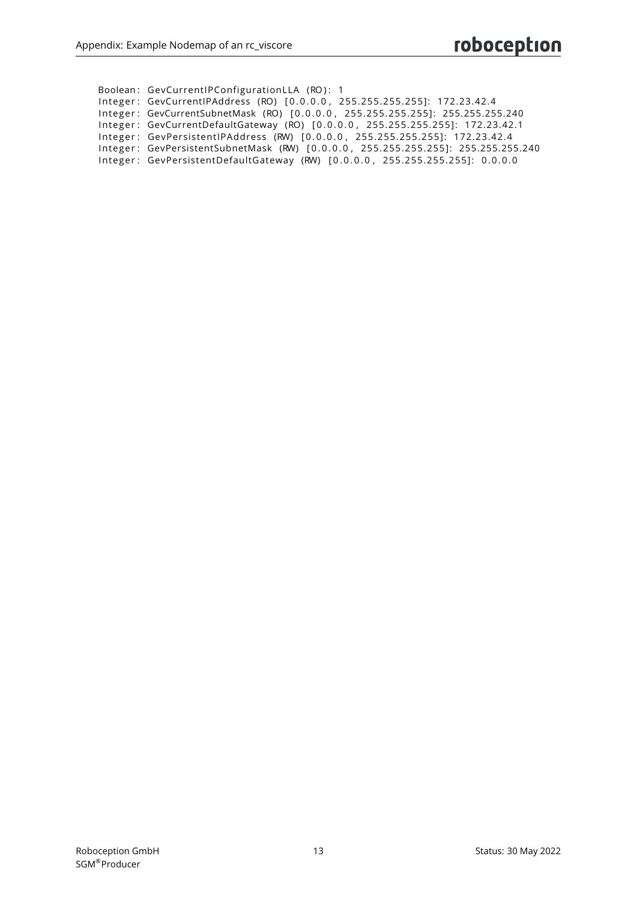```
Boolean: GevCurrentIPConfigurationLLA (RO): 1
Integer: GevCurrentIPAddress (RO) [0.0.0.0, 255.255.255.255]: 172.23.42.4
Integer: GevCurrentSubnetMask (RO) [0.0.0.0, 255.255.255.255]: 255.255.255.240
Integer: GevCurrentDefaultGateway (RO) [0.0.0.0, 255.255.255.255]: 172.23.42.1
Integer: GevPersistentIPAddress (RW) [0.0.0.0, 255.255.255.255]: 172.23.42.4
Integer: GevPersistentSubnetMask (RW) [0.0.0.0, 255.255.255.255]: 255.255.255.240
Integer: GevPersistentDefaultGateway (RW) [0.0.0.0, 255.255.255.255]: 0.0.0.0
```